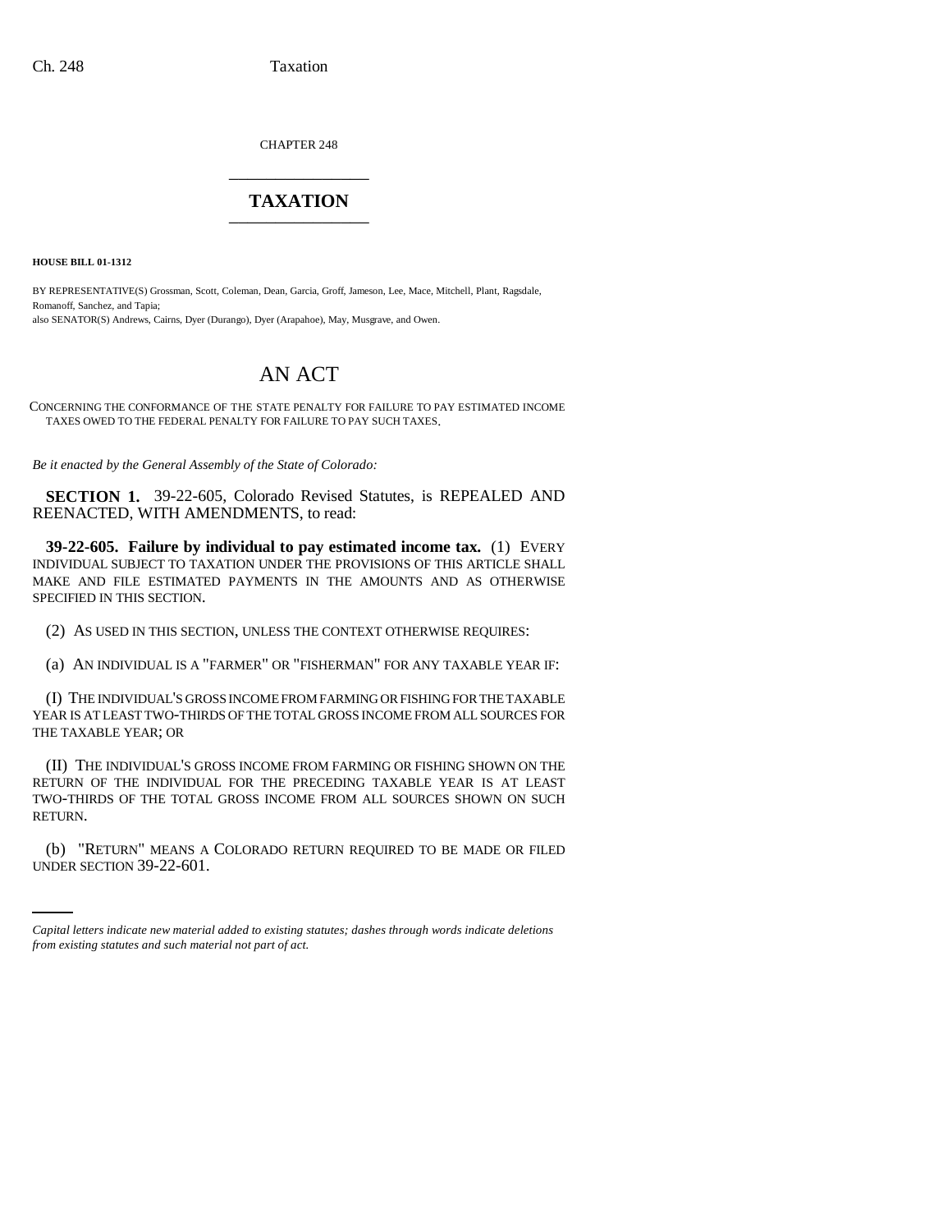CHAPTER 248

# TAXATION

**HOUSE BILL 01-1312**

BY REPRESENTATIVE(S) Grossman, Scott, Coleman, Dean, Garcia, Groff, Jameson, Lee, Mace, Mitchell, Plant, Ragsdale, Romanoff, Sanchez, and Tapia;
also SENATOR(S) Andrews, Cairns, Dyer (Durango), Dyer (Arapahoe), May, Musgrave, and Owen.

# AN ACT

CONCERNING THE CONFORMANCE OF THE STATE PENALTY FOR FAILURE TO PAY ESTIMATED INCOME TAXES OWED TO THE FEDERAL PENALTY FOR FAILURE TO PAY SUCH TAXES.

*Be it enacted by the General Assembly of the State of Colorado:*

**SECTION 1.** 39-22-605, Colorado Revised Statutes, is REPEALED AND REENACTED, WITH AMENDMENTS, to read:

**39-22-605. Failure by individual to pay estimated income tax.** (1) EVERY INDIVIDUAL SUBJECT TO TAXATION UNDER THE PROVISIONS OF THIS ARTICLE SHALL MAKE AND FILE ESTIMATED PAYMENTS IN THE AMOUNTS AND AS OTHERWISE SPECIFIED IN THIS SECTION.

(2) AS USED IN THIS SECTION, UNLESS THE CONTEXT OTHERWISE REQUIRES:

(a) AN INDIVIDUAL IS A "FARMER" OR "FISHERMAN" FOR ANY TAXABLE YEAR IF:

(I) THE INDIVIDUAL'S GROSS INCOME FROM FARMING OR FISHING FOR THE TAXABLE YEAR IS AT LEAST TWO-THIRDS OF THE TOTAL GROSS INCOME FROM ALL SOURCES FOR THE TAXABLE YEAR; OR

(II) THE INDIVIDUAL'S GROSS INCOME FROM FARMING OR FISHING SHOWN ON THE RETURN OF THE INDIVIDUAL FOR THE PRECEDING TAXABLE YEAR IS AT LEAST TWO-THIRDS OF THE TOTAL GROSS INCOME FROM ALL SOURCES SHOWN ON SUCH RETURN.

(b) "RETURN" MEANS A COLORADO RETURN REQUIRED TO BE MADE OR FILED UNDER SECTION 39-22-601.

*Capital letters indicate new material added to existing statutes; dashes through words indicate deletions from existing statutes and such material not part of act.*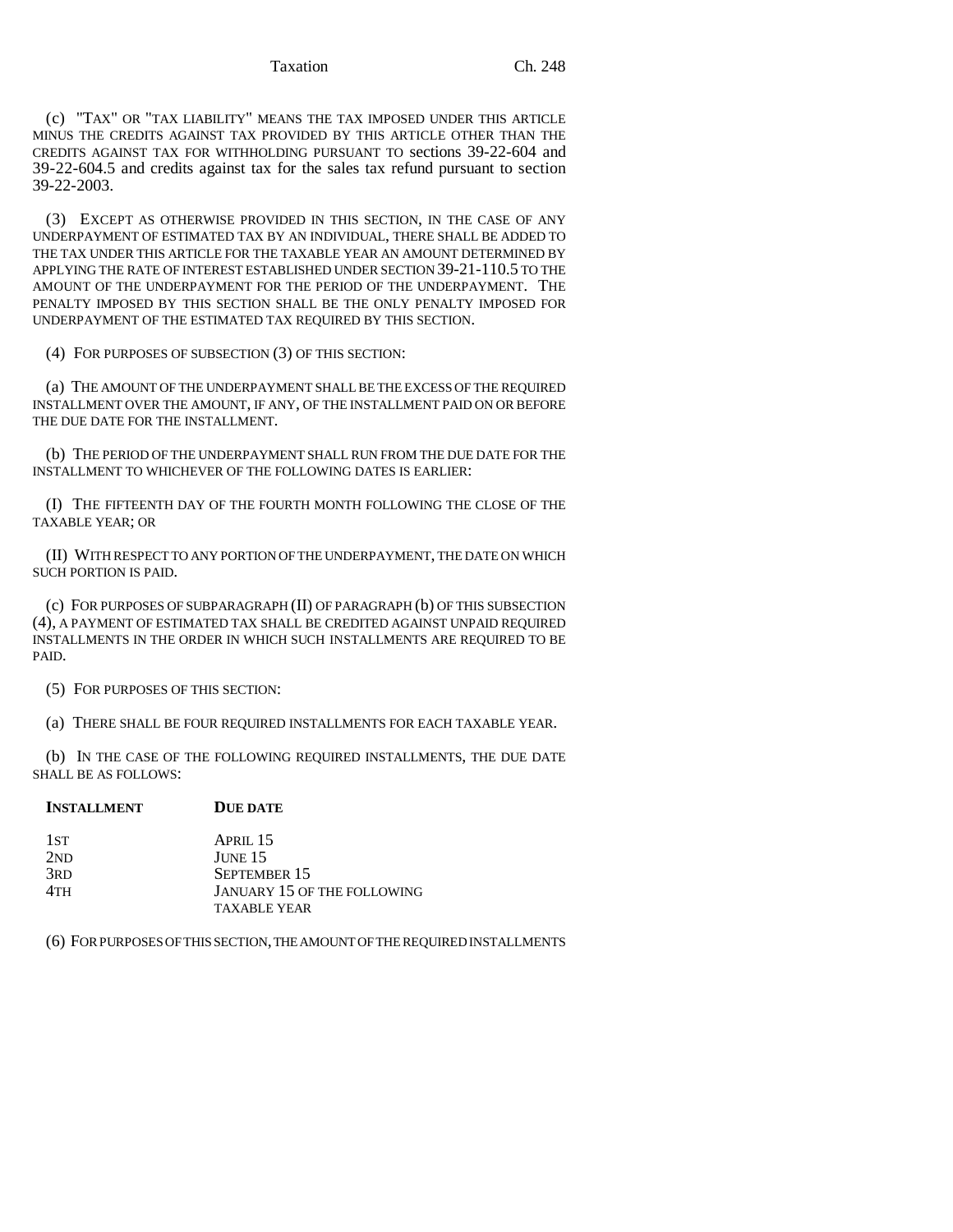(c) "TAX" OR "TAX LIABILITY" MEANS THE TAX IMPOSED UNDER THIS ARTICLE MINUS THE CREDITS AGAINST TAX PROVIDED BY THIS ARTICLE OTHER THAN THE CREDITS AGAINST TAX FOR WITHHOLDING PURSUANT TO sections 39-22-604 and 39-22-604.5 and credits against tax for the sales tax refund pursuant to section 39-22-2003.

(3) EXCEPT AS OTHERWISE PROVIDED IN THIS SECTION, IN THE CASE OF ANY UNDERPAYMENT OF ESTIMATED TAX BY AN INDIVIDUAL, THERE SHALL BE ADDED TO THE TAX UNDER THIS ARTICLE FOR THE TAXABLE YEAR AN AMOUNT DETERMINED BY APPLYING THE RATE OF INTEREST ESTABLISHED UNDER SECTION 39-21-110.5 TO THE AMOUNT OF THE UNDERPAYMENT FOR THE PERIOD OF THE UNDERPAYMENT. THE PENALTY IMPOSED BY THIS SECTION SHALL BE THE ONLY PENALTY IMPOSED FOR UNDERPAYMENT OF THE ESTIMATED TAX REQUIRED BY THIS SECTION.

(4) FOR PURPOSES OF SUBSECTION (3) OF THIS SECTION:

(a) THE AMOUNT OF THE UNDERPAYMENT SHALL BE THE EXCESS OF THE REQUIRED INSTALLMENT OVER THE AMOUNT, IF ANY, OF THE INSTALLMENT PAID ON OR BEFORE THE DUE DATE FOR THE INSTALLMENT.

(b) THE PERIOD OF THE UNDERPAYMENT SHALL RUN FROM THE DUE DATE FOR THE INSTALLMENT TO WHICHEVER OF THE FOLLOWING DATES IS EARLIER:

(I) THE FIFTEENTH DAY OF THE FOURTH MONTH FOLLOWING THE CLOSE OF THE TAXABLE YEAR; OR

(II) WITH RESPECT TO ANY PORTION OF THE UNDERPAYMENT, THE DATE ON WHICH SUCH PORTION IS PAID.

(c) FOR PURPOSES OF SUBPARAGRAPH (II) OF PARAGRAPH (b) OF THIS SUBSECTION (4), A PAYMENT OF ESTIMATED TAX SHALL BE CREDITED AGAINST UNPAID REQUIRED INSTALLMENTS IN THE ORDER IN WHICH SUCH INSTALLMENTS ARE REQUIRED TO BE PAID.

(5) FOR PURPOSES OF THIS SECTION:

(a) THERE SHALL BE FOUR REQUIRED INSTALLMENTS FOR EACH TAXABLE YEAR.

(b) IN THE CASE OF THE FOLLOWING REQUIRED INSTALLMENTS, THE DUE DATE SHALL BE AS FOLLOWS:

| INSTALLMENT | DUE DATE |
|---|---|
| 1ST | APRIL 15 |
| 2ND | JUNE 15 |
| 3RD | SEPTEMBER 15 |
| 4TH | JANUARY 15 OF THE FOLLOWING TAXABLE YEAR |

(6) FOR PURPOSES OF THIS SECTION, THE AMOUNT OF THE REQUIRED INSTALLMENTS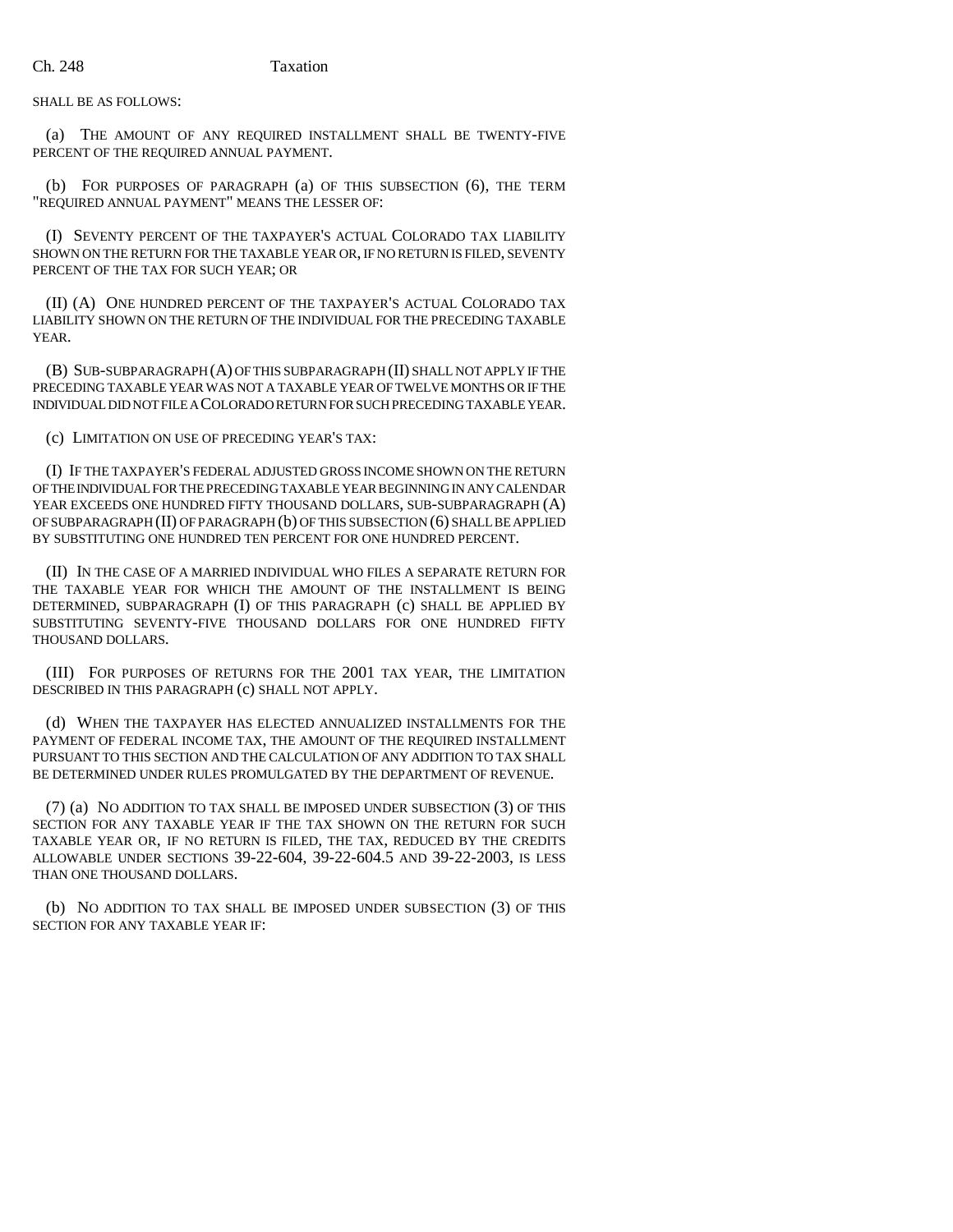SHALL BE AS FOLLOWS:

(a) THE AMOUNT OF ANY REQUIRED INSTALLMENT SHALL BE TWENTY-FIVE PERCENT OF THE REQUIRED ANNUAL PAYMENT.

(b) FOR PURPOSES OF PARAGRAPH (a) OF THIS SUBSECTION (6), THE TERM "REQUIRED ANNUAL PAYMENT" MEANS THE LESSER OF:

(I) SEVENTY PERCENT OF THE TAXPAYER'S ACTUAL COLORADO TAX LIABILITY SHOWN ON THE RETURN FOR THE TAXABLE YEAR OR, IF NO RETURN IS FILED, SEVENTY PERCENT OF THE TAX FOR SUCH YEAR; OR

(II) (A) ONE HUNDRED PERCENT OF THE TAXPAYER'S ACTUAL COLORADO TAX LIABILITY SHOWN ON THE RETURN OF THE INDIVIDUAL FOR THE PRECEDING TAXABLE YEAR.

(B) SUB-SUBPARAGRAPH (A) OF THIS SUBPARAGRAPH (II) SHALL NOT APPLY IF THE PRECEDING TAXABLE YEAR WAS NOT A TAXABLE YEAR OF TWELVE MONTHS OR IF THE INDIVIDUAL DID NOT FILE A COLORADO RETURN FOR SUCH PRECEDING TAXABLE YEAR.

(c) LIMITATION ON USE OF PRECEDING YEAR'S TAX:

(I) IF THE TAXPAYER'S FEDERAL ADJUSTED GROSS INCOME SHOWN ON THE RETURN OF THE INDIVIDUAL FOR THE PRECEDING TAXABLE YEAR BEGINNING IN ANY CALENDAR YEAR EXCEEDS ONE HUNDRED FIFTY THOUSAND DOLLARS, SUB-SUBPARAGRAPH (A) OF SUBPARAGRAPH (II) OF PARAGRAPH (b) OF THIS SUBSECTION (6) SHALL BE APPLIED BY SUBSTITUTING ONE HUNDRED TEN PERCENT FOR ONE HUNDRED PERCENT.

(II) IN THE CASE OF A MARRIED INDIVIDUAL WHO FILES A SEPARATE RETURN FOR THE TAXABLE YEAR FOR WHICH THE AMOUNT OF THE INSTALLMENT IS BEING DETERMINED, SUBPARAGRAPH (I) OF THIS PARAGRAPH (c) SHALL BE APPLIED BY SUBSTITUTING SEVENTY-FIVE THOUSAND DOLLARS FOR ONE HUNDRED FIFTY THOUSAND DOLLARS.

(III) FOR PURPOSES OF RETURNS FOR THE 2001 TAX YEAR, THE LIMITATION DESCRIBED IN THIS PARAGRAPH (c) SHALL NOT APPLY.

(d) WHEN THE TAXPAYER HAS ELECTED ANNUALIZED INSTALLMENTS FOR THE PAYMENT OF FEDERAL INCOME TAX, THE AMOUNT OF THE REQUIRED INSTALLMENT PURSUANT TO THIS SECTION AND THE CALCULATION OF ANY ADDITION TO TAX SHALL BE DETERMINED UNDER RULES PROMULGATED BY THE DEPARTMENT OF REVENUE.

(7) (a) NO ADDITION TO TAX SHALL BE IMPOSED UNDER SUBSECTION (3) OF THIS SECTION FOR ANY TAXABLE YEAR IF THE TAX SHOWN ON THE RETURN FOR SUCH TAXABLE YEAR OR, IF NO RETURN IS FILED, THE TAX, REDUCED BY THE CREDITS ALLOWABLE UNDER SECTIONS 39-22-604, 39-22-604.5 AND 39-22-2003, IS LESS THAN ONE THOUSAND DOLLARS.

(b) NO ADDITION TO TAX SHALL BE IMPOSED UNDER SUBSECTION (3) OF THIS SECTION FOR ANY TAXABLE YEAR IF: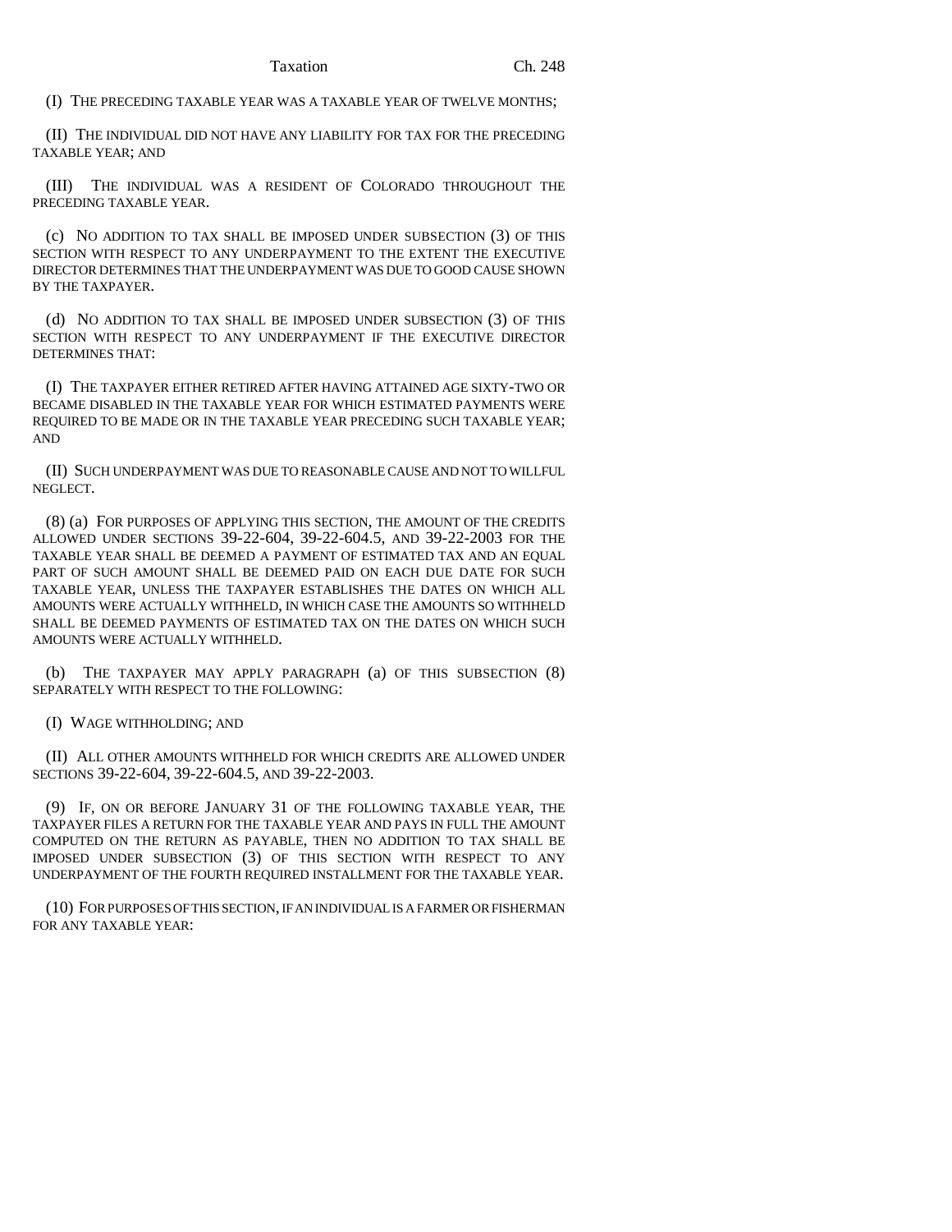(I) THE PRECEDING TAXABLE YEAR WAS A TAXABLE YEAR OF TWELVE MONTHS;

(II) THE INDIVIDUAL DID NOT HAVE ANY LIABILITY FOR TAX FOR THE PRECEDING TAXABLE YEAR; AND

(III) THE INDIVIDUAL WAS A RESIDENT OF COLORADO THROUGHOUT THE PRECEDING TAXABLE YEAR.

(c) NO ADDITION TO TAX SHALL BE IMPOSED UNDER SUBSECTION (3) OF THIS SECTION WITH RESPECT TO ANY UNDERPAYMENT TO THE EXTENT THE EXECUTIVE DIRECTOR DETERMINES THAT THE UNDERPAYMENT WAS DUE TO GOOD CAUSE SHOWN BY THE TAXPAYER.

(d) NO ADDITION TO TAX SHALL BE IMPOSED UNDER SUBSECTION (3) OF THIS SECTION WITH RESPECT TO ANY UNDERPAYMENT IF THE EXECUTIVE DIRECTOR DETERMINES THAT:

(I) THE TAXPAYER EITHER RETIRED AFTER HAVING ATTAINED AGE SIXTY-TWO OR BECAME DISABLED IN THE TAXABLE YEAR FOR WHICH ESTIMATED PAYMENTS WERE REQUIRED TO BE MADE OR IN THE TAXABLE YEAR PRECEDING SUCH TAXABLE YEAR; AND

(II) SUCH UNDERPAYMENT WAS DUE TO REASONABLE CAUSE AND NOT TO WILLFUL NEGLECT.

(8) (a) FOR PURPOSES OF APPLYING THIS SECTION, THE AMOUNT OF THE CREDITS ALLOWED UNDER SECTIONS 39-22-604, 39-22-604.5, AND 39-22-2003 FOR THE TAXABLE YEAR SHALL BE DEEMED A PAYMENT OF ESTIMATED TAX AND AN EQUAL PART OF SUCH AMOUNT SHALL BE DEEMED PAID ON EACH DUE DATE FOR SUCH TAXABLE YEAR, UNLESS THE TAXPAYER ESTABLISHES THE DATES ON WHICH ALL AMOUNTS WERE ACTUALLY WITHHELD, IN WHICH CASE THE AMOUNTS SO WITHHELD SHALL BE DEEMED PAYMENTS OF ESTIMATED TAX ON THE DATES ON WHICH SUCH AMOUNTS WERE ACTUALLY WITHHELD.

(b) THE TAXPAYER MAY APPLY PARAGRAPH (a) OF THIS SUBSECTION (8) SEPARATELY WITH RESPECT TO THE FOLLOWING:

(I) WAGE WITHHOLDING; AND

(II) ALL OTHER AMOUNTS WITHHELD FOR WHICH CREDITS ARE ALLOWED UNDER SECTIONS 39-22-604, 39-22-604.5, AND 39-22-2003.

(9) IF, ON OR BEFORE JANUARY 31 OF THE FOLLOWING TAXABLE YEAR, THE TAXPAYER FILES A RETURN FOR THE TAXABLE YEAR AND PAYS IN FULL THE AMOUNT COMPUTED ON THE RETURN AS PAYABLE, THEN NO ADDITION TO TAX SHALL BE IMPOSED UNDER SUBSECTION (3) OF THIS SECTION WITH RESPECT TO ANY UNDERPAYMENT OF THE FOURTH REQUIRED INSTALLMENT FOR THE TAXABLE YEAR.

(10) FOR PURPOSES OF THIS SECTION, IF AN INDIVIDUAL IS A FARMER OR FISHERMAN FOR ANY TAXABLE YEAR: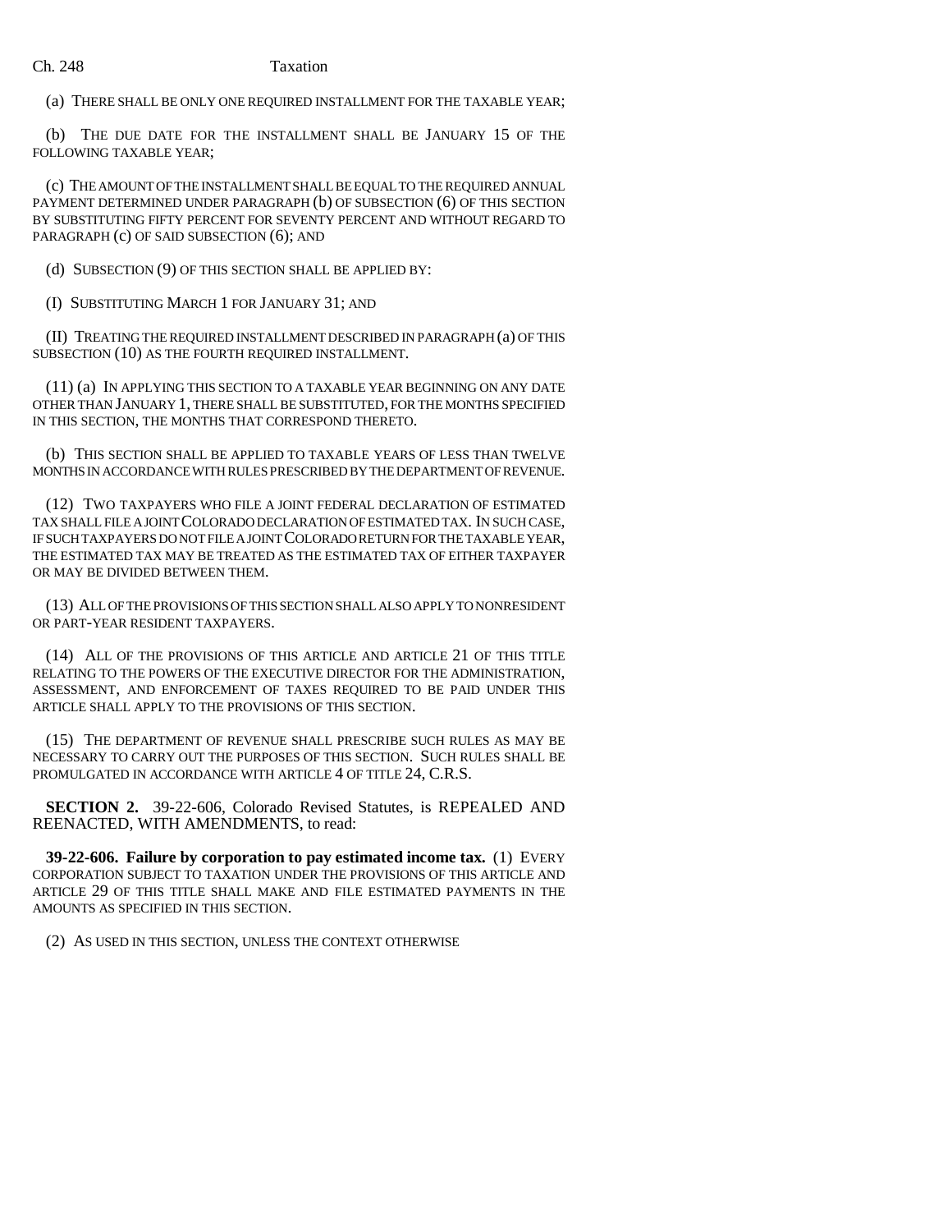(a) THERE SHALL BE ONLY ONE REQUIRED INSTALLMENT FOR THE TAXABLE YEAR;

(b) THE DUE DATE FOR THE INSTALLMENT SHALL BE JANUARY 15 OF THE FOLLOWING TAXABLE YEAR;

(c) THE AMOUNT OF THE INSTALLMENT SHALL BE EQUAL TO THE REQUIRED ANNUAL PAYMENT DETERMINED UNDER PARAGRAPH (b) OF SUBSECTION (6) OF THIS SECTION BY SUBSTITUTING FIFTY PERCENT FOR SEVENTY PERCENT AND WITHOUT REGARD TO PARAGRAPH (c) OF SAID SUBSECTION (6); AND

(d) SUBSECTION (9) OF THIS SECTION SHALL BE APPLIED BY:

(I) SUBSTITUTING MARCH 1 FOR JANUARY 31; AND

(II) TREATING THE REQUIRED INSTALLMENT DESCRIBED IN PARAGRAPH (a) OF THIS SUBSECTION (10) AS THE FOURTH REQUIRED INSTALLMENT.

(11) (a) IN APPLYING THIS SECTION TO A TAXABLE YEAR BEGINNING ON ANY DATE OTHER THAN JANUARY 1, THERE SHALL BE SUBSTITUTED, FOR THE MONTHS SPECIFIED IN THIS SECTION, THE MONTHS THAT CORRESPOND THERETO.

(b) THIS SECTION SHALL BE APPLIED TO TAXABLE YEARS OF LESS THAN TWELVE MONTHS IN ACCORDANCE WITH RULES PRESCRIBED BY THE DEPARTMENT OF REVENUE.

(12) TWO TAXPAYERS WHO FILE A JOINT FEDERAL DECLARATION OF ESTIMATED TAX SHALL FILE A JOINT COLORADO DECLARATION OF ESTIMATED TAX. IN SUCH CASE, IF SUCH TAXPAYERS DO NOT FILE A JOINT COLORADO RETURN FOR THE TAXABLE YEAR, THE ESTIMATED TAX MAY BE TREATED AS THE ESTIMATED TAX OF EITHER TAXPAYER OR MAY BE DIVIDED BETWEEN THEM.

(13) ALL OF THE PROVISIONS OF THIS SECTION SHALL ALSO APPLY TO NONRESIDENT OR PART-YEAR RESIDENT TAXPAYERS.

(14) ALL OF THE PROVISIONS OF THIS ARTICLE AND ARTICLE 21 OF THIS TITLE RELATING TO THE POWERS OF THE EXECUTIVE DIRECTOR FOR THE ADMINISTRATION, ASSESSMENT, AND ENFORCEMENT OF TAXES REQUIRED TO BE PAID UNDER THIS ARTICLE SHALL APPLY TO THE PROVISIONS OF THIS SECTION.

(15) THE DEPARTMENT OF REVENUE SHALL PRESCRIBE SUCH RULES AS MAY BE NECESSARY TO CARRY OUT THE PURPOSES OF THIS SECTION. SUCH RULES SHALL BE PROMULGATED IN ACCORDANCE WITH ARTICLE 4 OF TITLE 24, C.R.S.

**SECTION 2.** 39-22-606, Colorado Revised Statutes, is REPEALED AND REENACTED, WITH AMENDMENTS, to read:

**39-22-606. Failure by corporation to pay estimated income tax.** (1) EVERY CORPORATION SUBJECT TO TAXATION UNDER THE PROVISIONS OF THIS ARTICLE AND ARTICLE 29 OF THIS TITLE SHALL MAKE AND FILE ESTIMATED PAYMENTS IN THE AMOUNTS AS SPECIFIED IN THIS SECTION.

(2) AS USED IN THIS SECTION, UNLESS THE CONTEXT OTHERWISE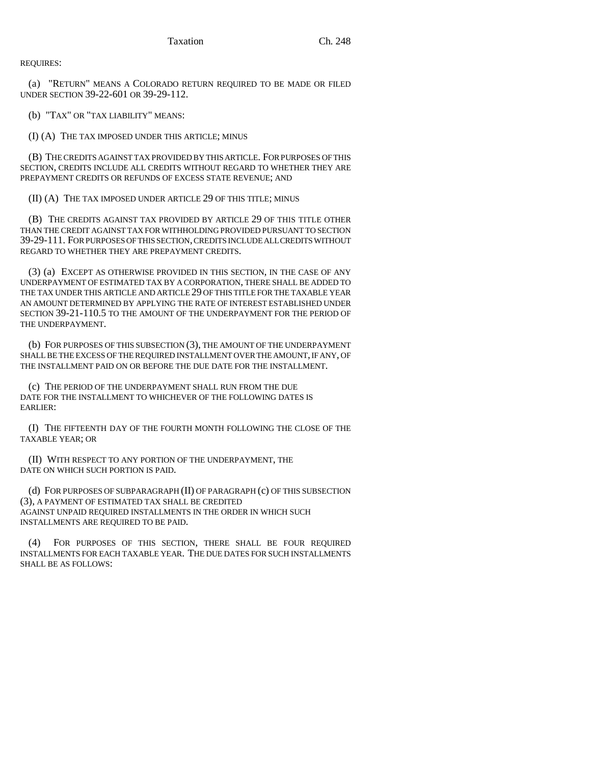REQUIRES:

(a) "RETURN" MEANS A COLORADO RETURN REQUIRED TO BE MADE OR FILED UNDER SECTION 39-22-601 OR 39-29-112.

(b) "TAX" OR "TAX LIABILITY" MEANS:

(I) (A) THE TAX IMPOSED UNDER THIS ARTICLE; MINUS

(B) THE CREDITS AGAINST TAX PROVIDED BY THIS ARTICLE. FOR PURPOSES OF THIS SECTION, CREDITS INCLUDE ALL CREDITS WITHOUT REGARD TO WHETHER THEY ARE PREPAYMENT CREDITS OR REFUNDS OF EXCESS STATE REVENUE; AND

(II) (A) THE TAX IMPOSED UNDER ARTICLE 29 OF THIS TITLE; MINUS

(B) THE CREDITS AGAINST TAX PROVIDED BY ARTICLE 29 OF THIS TITLE OTHER THAN THE CREDIT AGAINST TAX FOR WITHHOLDING PROVIDED PURSUANT TO SECTION 39-29-111. FOR PURPOSES OF THIS SECTION, CREDITS INCLUDE ALL CREDITS WITHOUT REGARD TO WHETHER THEY ARE PREPAYMENT CREDITS.

(3) (a) EXCEPT AS OTHERWISE PROVIDED IN THIS SECTION, IN THE CASE OF ANY UNDERPAYMENT OF ESTIMATED TAX BY A CORPORATION, THERE SHALL BE ADDED TO THE TAX UNDER THIS ARTICLE AND ARTICLE 29 OF THIS TITLE FOR THE TAXABLE YEAR AN AMOUNT DETERMINED BY APPLYING THE RATE OF INTEREST ESTABLISHED UNDER SECTION 39-21-110.5 TO THE AMOUNT OF THE UNDERPAYMENT FOR THE PERIOD OF THE UNDERPAYMENT.

(b) FOR PURPOSES OF THIS SUBSECTION (3), THE AMOUNT OF THE UNDERPAYMENT SHALL BE THE EXCESS OF THE REQUIRED INSTALLMENT OVER THE AMOUNT, IF ANY, OF THE INSTALLMENT PAID ON OR BEFORE THE DUE DATE FOR THE INSTALLMENT.

(c) THE PERIOD OF THE UNDERPAYMENT SHALL RUN FROM THE DUE DATE FOR THE INSTALLMENT TO WHICHEVER OF THE FOLLOWING DATES IS EARLIER:

(I) THE FIFTEENTH DAY OF THE FOURTH MONTH FOLLOWING THE CLOSE OF THE TAXABLE YEAR; OR

(II) WITH RESPECT TO ANY PORTION OF THE UNDERPAYMENT, THE DATE ON WHICH SUCH PORTION IS PAID.

(d) FOR PURPOSES OF SUBPARAGRAPH (II) OF PARAGRAPH (c) OF THIS SUBSECTION (3), A PAYMENT OF ESTIMATED TAX SHALL BE CREDITED AGAINST UNPAID REQUIRED INSTALLMENTS IN THE ORDER IN WHICH SUCH INSTALLMENTS ARE REQUIRED TO BE PAID.

(4) FOR PURPOSES OF THIS SECTION, THERE SHALL BE FOUR REQUIRED INSTALLMENTS FOR EACH TAXABLE YEAR. THE DUE DATES FOR SUCH INSTALLMENTS SHALL BE AS FOLLOWS: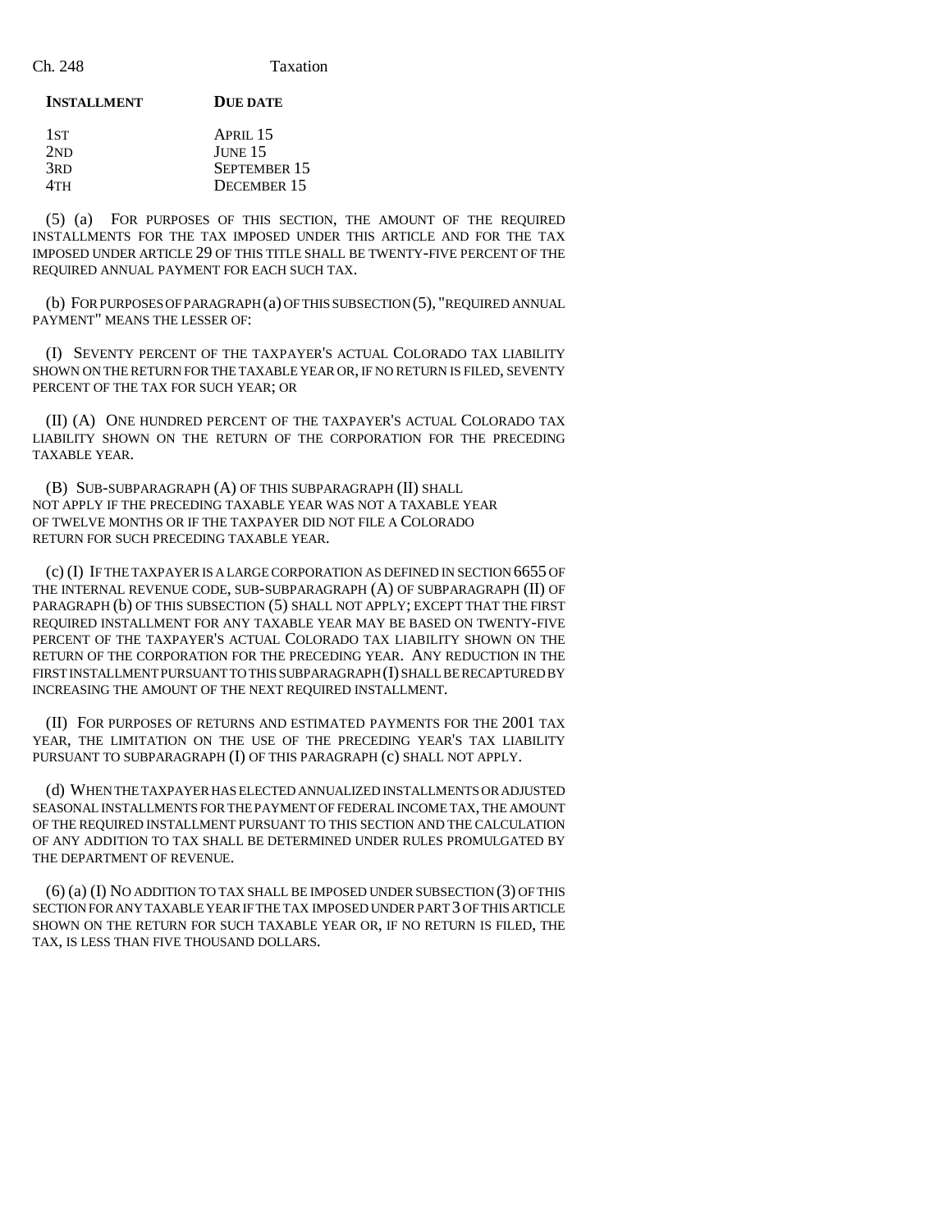| INSTALLMENT | DUE DATE |
|---|---|
| 1ST | APRIL 15 |
| 2ND | JUNE 15 |
| 3RD | SEPTEMBER 15 |
| 4TH | DECEMBER 15 |

(5) (a) FOR PURPOSES OF THIS SECTION, THE AMOUNT OF THE REQUIRED INSTALLMENTS FOR THE TAX IMPOSED UNDER THIS ARTICLE AND FOR THE TAX IMPOSED UNDER ARTICLE 29 OF THIS TITLE SHALL BE TWENTY-FIVE PERCENT OF THE REQUIRED ANNUAL PAYMENT FOR EACH SUCH TAX.

(b) FOR PURPOSES OF PARAGRAPH (a) OF THIS SUBSECTION (5), "REQUIRED ANNUAL PAYMENT" MEANS THE LESSER OF:

(I) SEVENTY PERCENT OF THE TAXPAYER'S ACTUAL COLORADO TAX LIABILITY SHOWN ON THE RETURN FOR THE TAXABLE YEAR OR, IF NO RETURN IS FILED, SEVENTY PERCENT OF THE TAX FOR SUCH YEAR; OR

(II) (A) ONE HUNDRED PERCENT OF THE TAXPAYER'S ACTUAL COLORADO TAX LIABILITY SHOWN ON THE RETURN OF THE CORPORATION FOR THE PRECEDING TAXABLE YEAR.

(B) SUB-SUBPARAGRAPH (A) OF THIS SUBPARAGRAPH (II) SHALL NOT APPLY IF THE PRECEDING TAXABLE YEAR WAS NOT A TAXABLE YEAR OF TWELVE MONTHS OR IF THE TAXPAYER DID NOT FILE A COLORADO RETURN FOR SUCH PRECEDING TAXABLE YEAR.

(c) (I) IF THE TAXPAYER IS A LARGE CORPORATION AS DEFINED IN SECTION 6655 OF THE INTERNAL REVENUE CODE, SUB-SUBPARAGRAPH (A) OF SUBPARAGRAPH (II) OF PARAGRAPH (b) OF THIS SUBSECTION (5) SHALL NOT APPLY; EXCEPT THAT THE FIRST REQUIRED INSTALLMENT FOR ANY TAXABLE YEAR MAY BE BASED ON TWENTY-FIVE PERCENT OF THE TAXPAYER'S ACTUAL COLORADO TAX LIABILITY SHOWN ON THE RETURN OF THE CORPORATION FOR THE PRECEDING YEAR. ANY REDUCTION IN THE FIRST INSTALLMENT PURSUANT TO THIS SUBPARAGRAPH (I) SHALL BE RECAPTURED BY INCREASING THE AMOUNT OF THE NEXT REQUIRED INSTALLMENT.

(II) FOR PURPOSES OF RETURNS AND ESTIMATED PAYMENTS FOR THE 2001 TAX YEAR, THE LIMITATION ON THE USE OF THE PRECEDING YEAR'S TAX LIABILITY PURSUANT TO SUBPARAGRAPH (I) OF THIS PARAGRAPH (c) SHALL NOT APPLY.

(d) WHEN THE TAXPAYER HAS ELECTED ANNUALIZED INSTALLMENTS OR ADJUSTED SEASONAL INSTALLMENTS FOR THE PAYMENT OF FEDERAL INCOME TAX, THE AMOUNT OF THE REQUIRED INSTALLMENT PURSUANT TO THIS SECTION AND THE CALCULATION OF ANY ADDITION TO TAX SHALL BE DETERMINED UNDER RULES PROMULGATED BY THE DEPARTMENT OF REVENUE.

(6) (a) (I) NO ADDITION TO TAX SHALL BE IMPOSED UNDER SUBSECTION (3) OF THIS SECTION FOR ANY TAXABLE YEAR IF THE TAX IMPOSED UNDER PART 3 OF THIS ARTICLE SHOWN ON THE RETURN FOR SUCH TAXABLE YEAR OR, IF NO RETURN IS FILED, THE TAX, IS LESS THAN FIVE THOUSAND DOLLARS.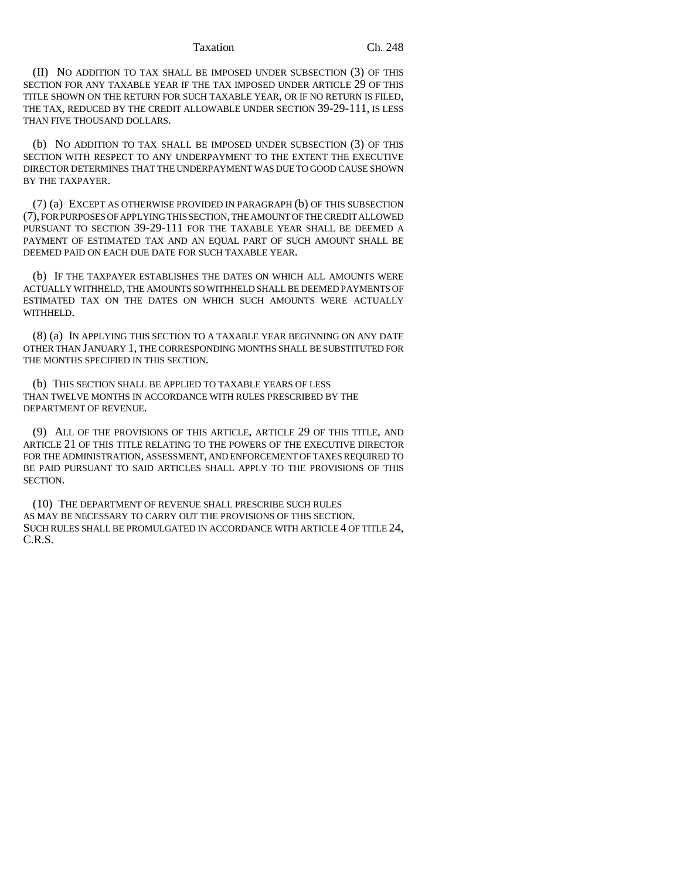(II) NO ADDITION TO TAX SHALL BE IMPOSED UNDER SUBSECTION (3) OF THIS SECTION FOR ANY TAXABLE YEAR IF THE TAX IMPOSED UNDER ARTICLE 29 OF THIS TITLE SHOWN ON THE RETURN FOR SUCH TAXABLE YEAR, OR IF NO RETURN IS FILED, THE TAX, REDUCED BY THE CREDIT ALLOWABLE UNDER SECTION 39-29-111, IS LESS THAN FIVE THOUSAND DOLLARS.

(b) NO ADDITION TO TAX SHALL BE IMPOSED UNDER SUBSECTION (3) OF THIS SECTION WITH RESPECT TO ANY UNDERPAYMENT TO THE EXTENT THE EXECUTIVE DIRECTOR DETERMINES THAT THE UNDERPAYMENT WAS DUE TO GOOD CAUSE SHOWN BY THE TAXPAYER.

(7) (a) EXCEPT AS OTHERWISE PROVIDED IN PARAGRAPH (b) OF THIS SUBSECTION (7), FOR PURPOSES OF APPLYING THIS SECTION, THE AMOUNT OF THE CREDIT ALLOWED PURSUANT TO SECTION 39-29-111 FOR THE TAXABLE YEAR SHALL BE DEEMED A PAYMENT OF ESTIMATED TAX AND AN EQUAL PART OF SUCH AMOUNT SHALL BE DEEMED PAID ON EACH DUE DATE FOR SUCH TAXABLE YEAR.

(b) IF THE TAXPAYER ESTABLISHES THE DATES ON WHICH ALL AMOUNTS WERE ACTUALLY WITHHELD, THE AMOUNTS SO WITHHELD SHALL BE DEEMED PAYMENTS OF ESTIMATED TAX ON THE DATES ON WHICH SUCH AMOUNTS WERE ACTUALLY WITHHELD.

(8) (a) IN APPLYING THIS SECTION TO A TAXABLE YEAR BEGINNING ON ANY DATE OTHER THAN JANUARY 1, THE CORRESPONDING MONTHS SHALL BE SUBSTITUTED FOR THE MONTHS SPECIFIED IN THIS SECTION.

(b) THIS SECTION SHALL BE APPLIED TO TAXABLE YEARS OF LESS THAN TWELVE MONTHS IN ACCORDANCE WITH RULES PRESCRIBED BY THE DEPARTMENT OF REVENUE.

(9) ALL OF THE PROVISIONS OF THIS ARTICLE, ARTICLE 29 OF THIS TITLE, AND ARTICLE 21 OF THIS TITLE RELATING TO THE POWERS OF THE EXECUTIVE DIRECTOR FOR THE ADMINISTRATION, ASSESSMENT, AND ENFORCEMENT OF TAXES REQUIRED TO BE PAID PURSUANT TO SAID ARTICLES SHALL APPLY TO THE PROVISIONS OF THIS SECTION.

(10) THE DEPARTMENT OF REVENUE SHALL PRESCRIBE SUCH RULES AS MAY BE NECESSARY TO CARRY OUT THE PROVISIONS OF THIS SECTION. SUCH RULES SHALL BE PROMULGATED IN ACCORDANCE WITH ARTICLE 4 OF TITLE 24, C.R.S.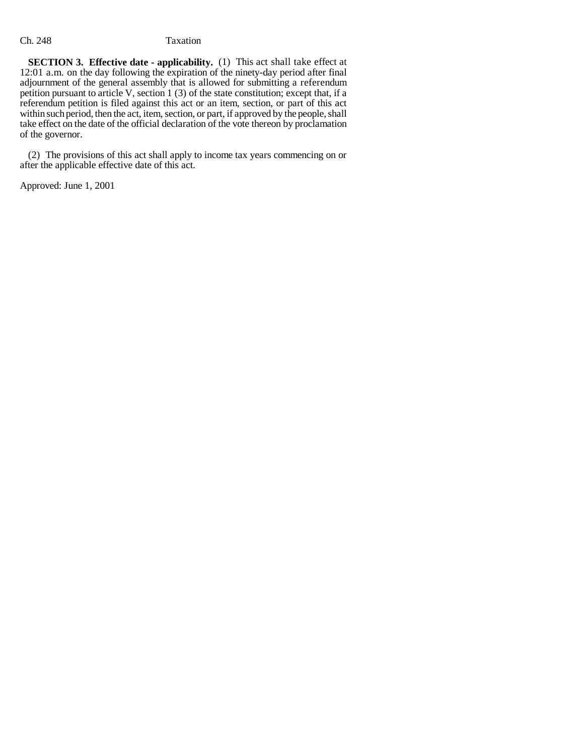**SECTION 3. Effective date - applicability.** (1) This act shall take effect at 12:01 a.m. on the day following the expiration of the ninety-day period after final adjournment of the general assembly that is allowed for submitting a referendum petition pursuant to article V, section 1 (3) of the state constitution; except that, if a referendum petition is filed against this act or an item, section, or part of this act within such period, then the act, item, section, or part, if approved by the people, shall take effect on the date of the official declaration of the vote thereon by proclamation of the governor.

(2) The provisions of this act shall apply to income tax years commencing on or after the applicable effective date of this act.

Approved: June 1, 2001